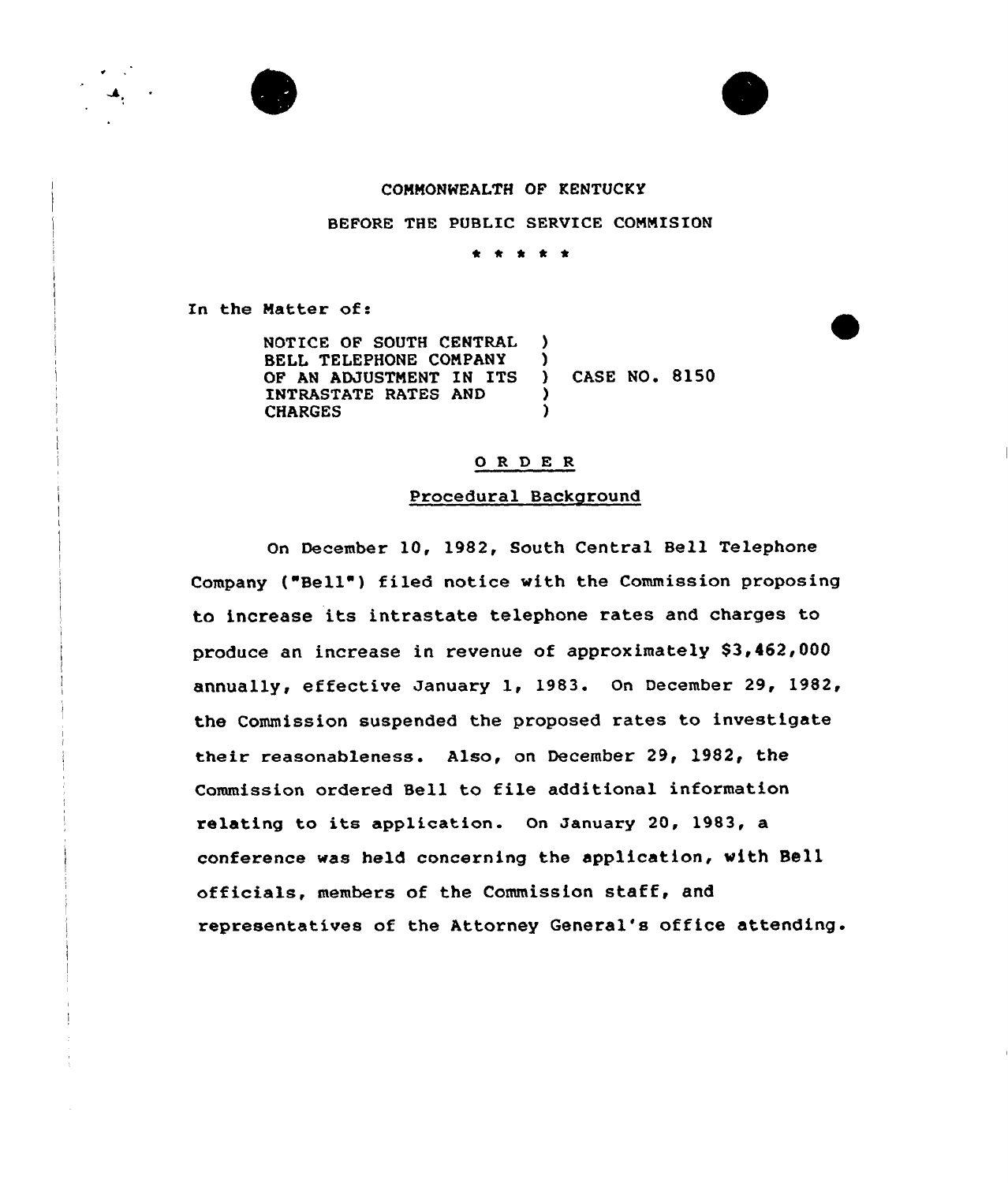COMMONWEALTH OF KENTUCKY

BEFORE THE PUBLIC SERVICE COMMISION

\* \* \* \* \*

In the Matter of:

NOTICE OF SOUTH CENTRAL BELL TELEPHONE COMPANY OF AN ADJUSTMENT IN ITS INTRASTATE RATES AND CHARGES ) CASE NO. 8150

## O R D E R

### Procedural Background

On December 10, 1982, South Central Bell Telephone Company ("Bell") filed notice with the Commission proposing to increase its intrastate telephone rates and charges to produce an increase in revenue of approximately $3,462,000 annually, effective January 1, 1983. On December 29, 1982, the Commission suspended the proposed rates to investigate their reasonableness. Also, on December 29, 1982, the Commission ordered Bell to file additional information relating to its application. On January 20, 1983, a conference was held concerning the application, with Bell officials, members of the Commission staff, and representatives of the Attorney General's office attending.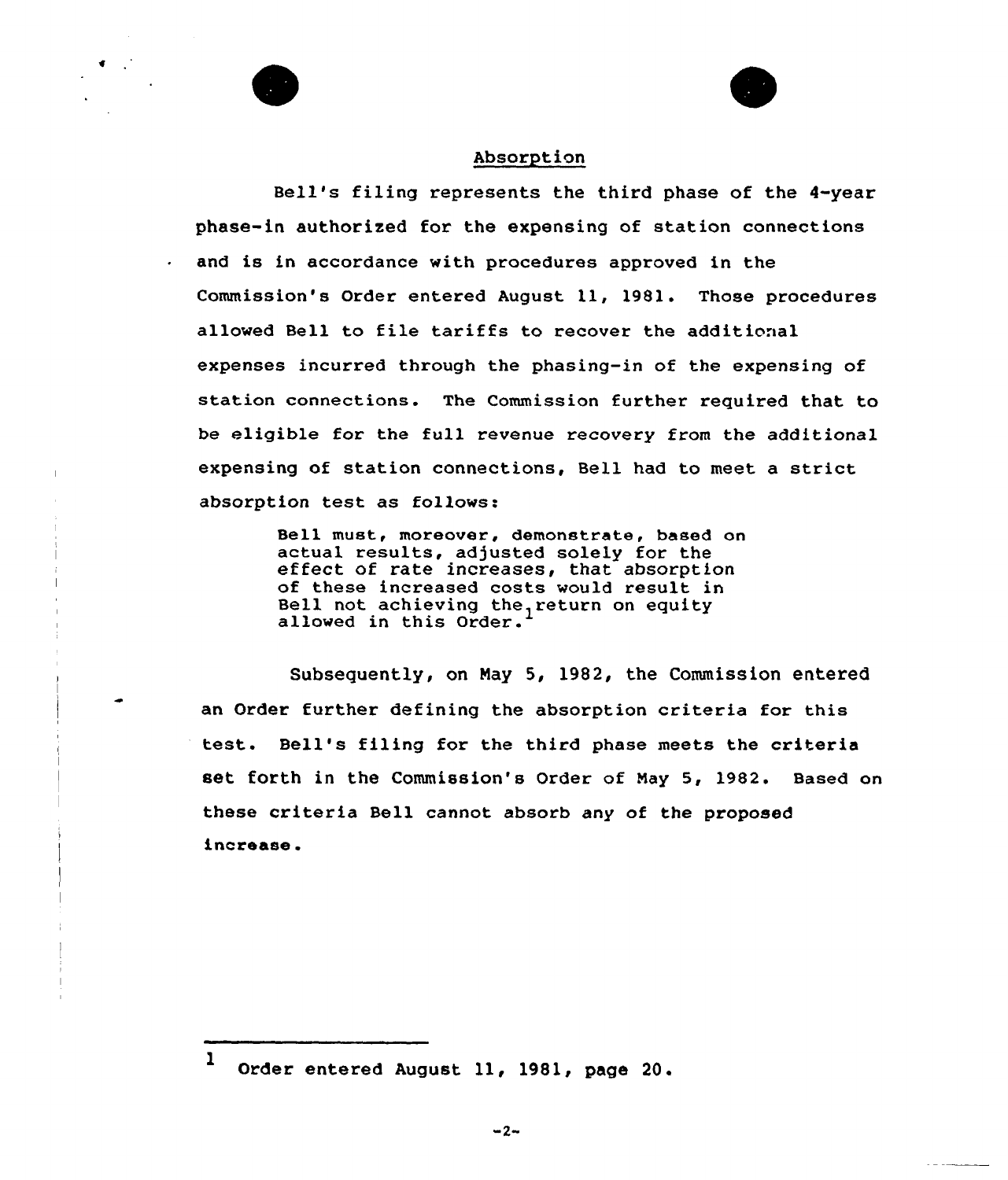## Absorption

Bell's filing represents the third phase of the 4-year phase-in authorized for the expensing of station connections and is in accordance with procedures approved in the Commission's Order entered August 11, 1981. Those procedures allowed Bell to file tariffs to recover the additional expenses incurred through the phasing-in of the expensing of station connections. The Commission further required that to be eligible for the full revenue recovery from the additional expensing of station connections, Bell had to meet a strict absorption test as follows:

> Bell must, moreover, demonstrate, based on actual results, adjusted solely for the effect of rate increases, that absorption of these increased costs would result in Bell not achieving the return on equity allowed in this Order.[1]

Subsequently, on May 5, 1982, the Commission entered an Order further defining the absorption criteria for this test. Bell's filing for the third phase meets the criteria set forth in the Commission's Order of May 5, 1982. Based on these criteria Bell cannot absorb any of the proposed increase.

---

[1] Order entered August 11, 1981, page 20.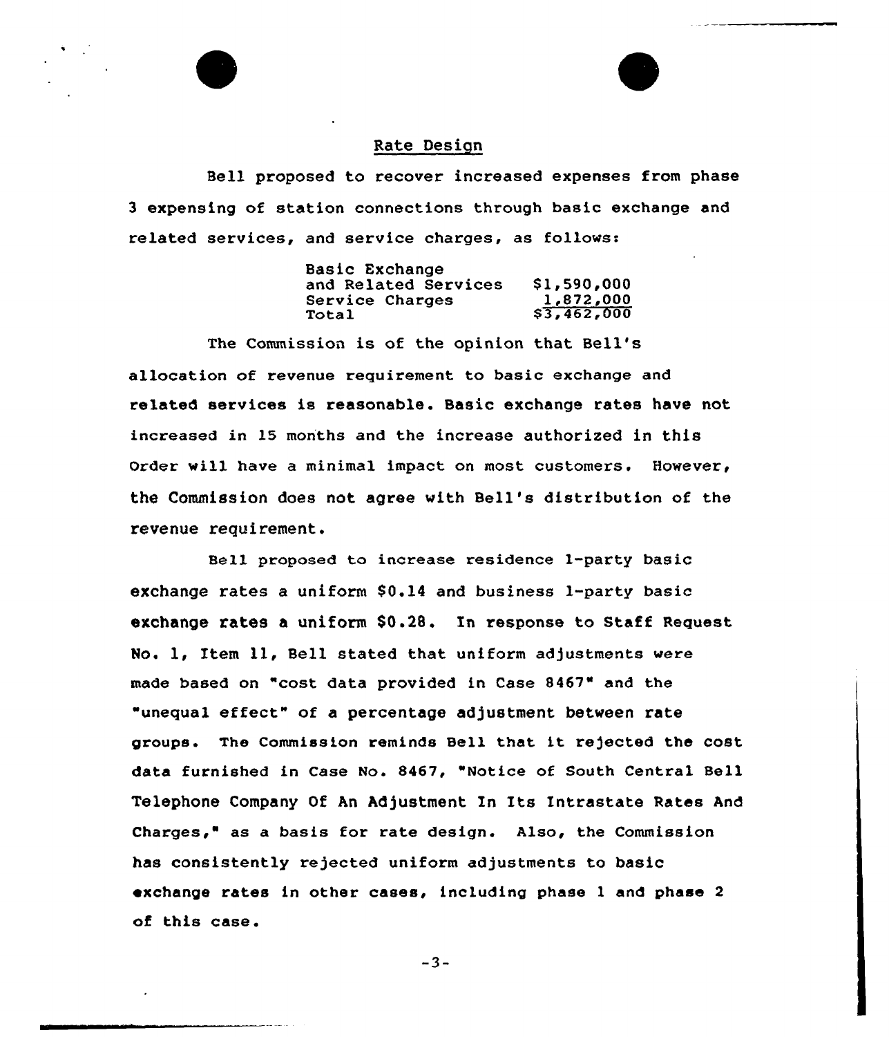## Rate Design

Bell proposed to recover increased expenses from phase 3 expensing of station connections through basic exchange and related services, and service charges, as follows:

| | |
|---|---|
| Basic Exchange and Related Services | $1,590,000 |
| Service Charges | 1,872,000 |
| Total | $3,462,000 |

The Commission is of the opinion that Bell's allocation of revenue requirement to basic exchange and related services is reasonable. Basic exchange rates have not increased in 15 months and the increase authorized in this Order will have a minimal impact on most customers. However, the Commission does not agree with Bell's distribution of the revenue requirement.

Bell proposed to increase residence 1-party basic exchange rates a uniform $0.14 and business 1-party basic exchange rates a uniform $0.28. In response to Staff Request No. 1, Item 11, Bell stated that uniform adjustments were made based on "cost data provided in Case 8467" and the "unequal effect" of a percentage adjustment between rate groups. The Commission reminds Bell that it rejected the cost data furnished in Case No. 8467, "Notice of South Central Bell Telephone Company Of An Adjustment In Its Intrastate Rates And Charges," as a basis for rate design. Also, the Commission has consistently rejected uniform adjustments to basic exchange rates in other cases, including phase 1 and phase 2 of this case.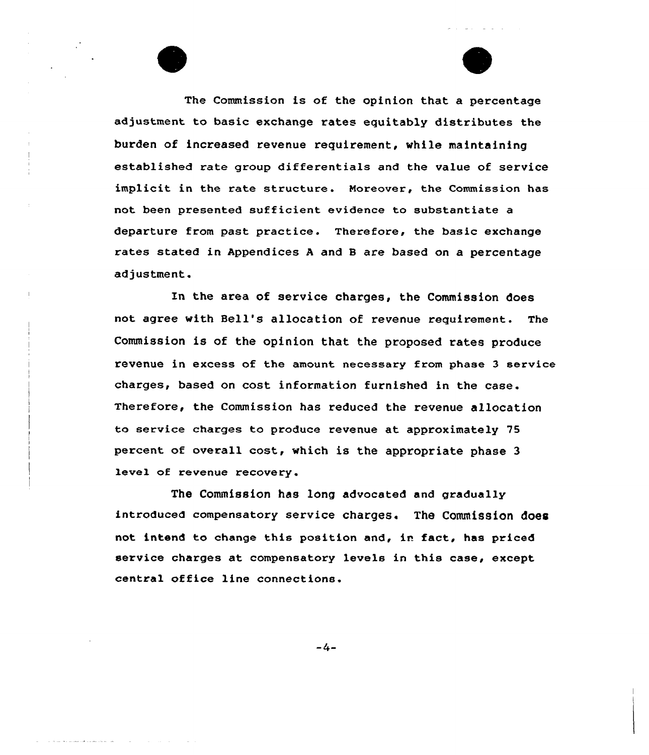The Commission is of the opinion that a percentage adjustment to basic exchange rates equitably distributes the burden of increased revenue requirement, while maintaining established rate group differentials and the value of service implicit in the rate structure. Moreover, the Commission has not been presented sufficient evidence to substantiate a departure from past practice. Therefore, the basic exchange rates stated in Appendices A and B are based on a percentage adjustment.

In the area of service charges, the Commission does not agree with Bell's allocation of revenue requirement. The Commission is of the opinion that the proposed rates produce revenue in excess of the amount necessary from phase 3 service charges, based on cost information furnished in the case. Therefore, the Commission has reduced the revenue allocation to service charges to produce revenue at approximately 75 percent of overall cost, which is the appropriate phase 3 level of revenue recovery.

The Commission has long advocated and gradually introduced compensatory service charges. The Commission does not intend to change this position and, in fact, has priced service charges at compensatory levels in this case, except central office line connections.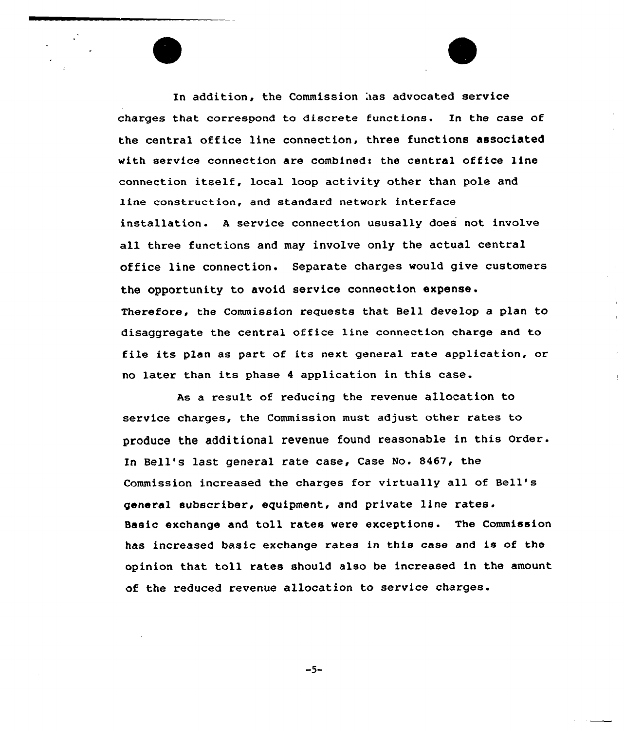In addition, the Commission has advocated service charges that correspond to discrete functions. In the case of the central office line connection, three functions associated with service connection are combined: the central office line connection itself, local loop activity other than pole and line construction, and standard network interface installation. A service connection ususally does not involve all three functions and may involve only the actual central office line connection. Separate charges would give customers the opportunity to avoid service connection expense. Therefore, the Commission requests that Bell develop a plan to disaggregate the central office line connection charge and to file its plan as part of its next general rate application, or no later than its phase 4 application in this case.

As a result of reducing the revenue allocation to service charges, the Commission must adjust other rates to produce the additional revenue found reasonable in this Order. In Bell's last general rate case, Case No. 8467, the Commission increased the charges for virtually all of Bell's general subscriber, equipment, and private line rates. Basic exchange and toll rates were exceptions. The Commission has increased basic exchange rates in this case and is of the opinion that toll rates should also be increased in the amount of the reduced revenue allocation to service charges.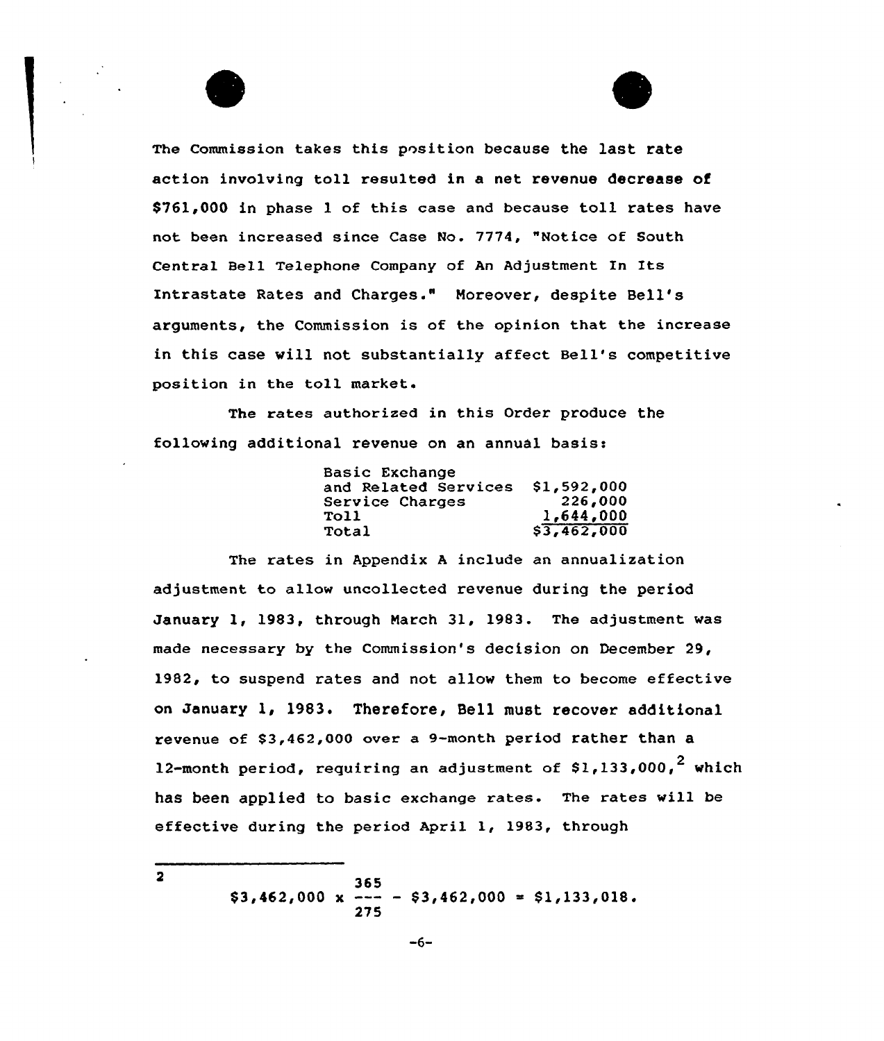The Commission takes this position because the last rate action involving toll resulted in a net revenue decrease of $761,000 in phase 1 of this case and because toll rates have not been increased since Case No. 7774, "Notice of South Central Bell Telephone Company of An Adjustment In Its Intrastate Rates and Charges." Moreover, despite Bell's arguments, the Commission is of the opinion that the increase in this case will not substantially affect Bell's competitive position in the toll market.

The rates authorized in this Order produce the following additional revenue on an annual basis:

| | |
|---|---|
| Basic Exchange and Related Services | $1,592,000 |
| Service Charges | 226,000 |
| Toll | 1,644,000 |
| Total | $3,462,000 |

The rates in Appendix A include an annualization adjustment to allow uncollected revenue during the period January 1, 1983, through March 31, 1983. The adjustment was made necessary by the Commission's decision on December 29, 1982, to suspend rates and not allow them to become effective on January 1, 1983. Therefore, Bell must recover additional revenue of $3,462,000 over a 9-month period rather than a 12-month period, requiring an adjustment of $1,133,000,[2] which has been applied to basic exchange rates. The rates will be effective during the period April 1, 1983, through

---

[2] $$\$3,462,000 \times \frac{365}{275} - \$3,462,000 = \$1,133,018.$$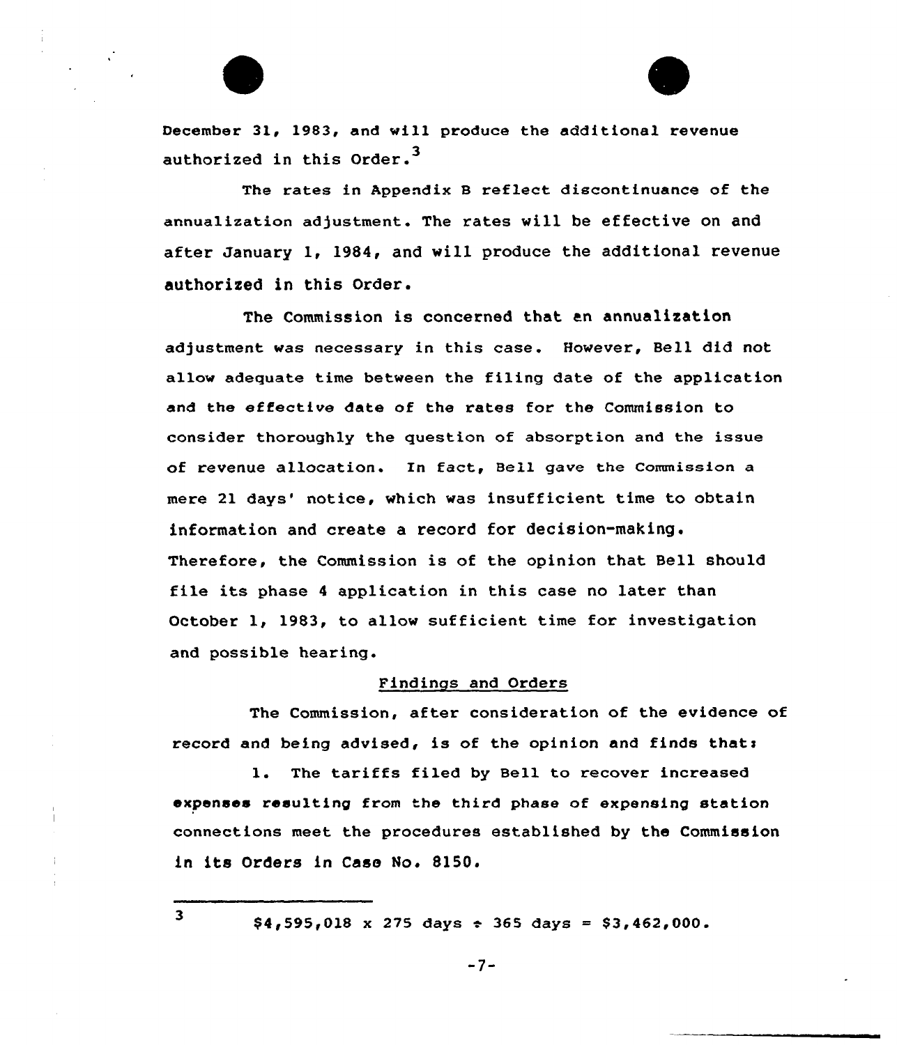December 31, 1983, and will produce the additional revenue authorized in this Order.[3]

The rates in Appendix B reflect discontinuance of the annualization adjustment. The rates will be effective on and after January 1, 1984, and will produce the additional revenue authorized in this Order.

The Commission is concerned that an annualization adjustment was necessary in this case. However, Bell did not allow adequate time between the filing date of the application and the effective date of the rates for the Commission to consider thoroughly the question of absorption and the issue of revenue allocation. In fact, Bell gave the Commission a mere 21 days' notice, which was insufficient time to obtain information and create a record for decision-making. Therefore, the Commission is of the opinion that Bell should file its phase 4 application in this case no later than October 1, 1983, to allow sufficient time for investigation and possible hearing.

## Findings and Orders

The Commission, after consideration of the evidence of record and being advised, is of the opinion and finds that:

1. The tariffs filed by Bell to recover increased expenses resulting from the third phase of expensing station connections meet the procedures established by the Commission in its Orders in Case No. 8150.

---

[3] $4,595,018 x 275 days ÷ 365 days = $3,462,000.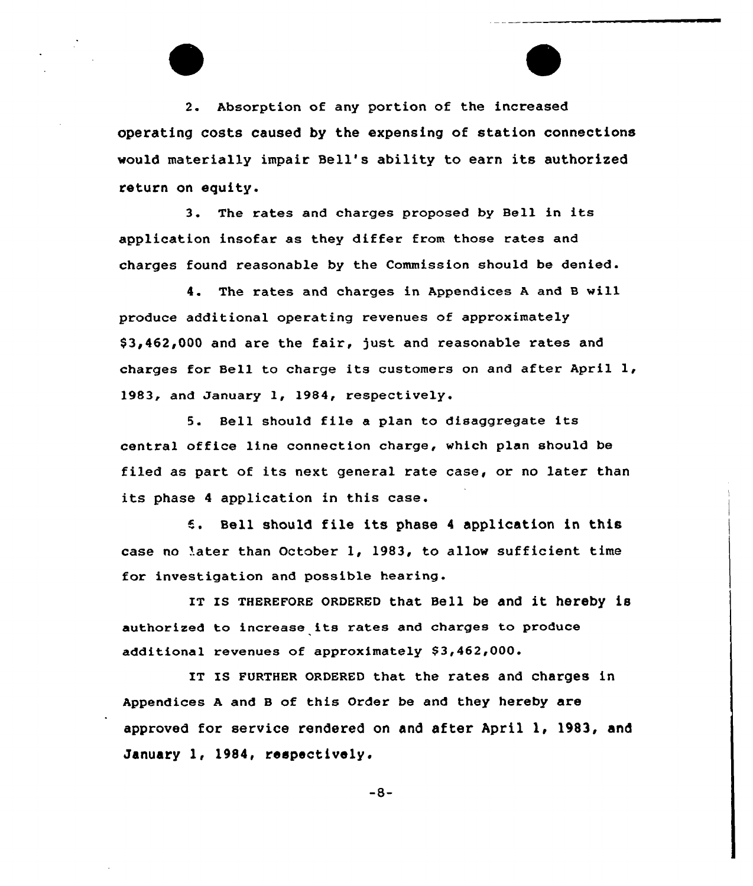2. Absorption of any portion of the increased operating costs caused by the expensing of station connections would materially impair Bell's ability to earn its authorized return on equity.

3. The rates and charges proposed by Bell in its application insofar as they differ from those rates and charges found reasonable by the Commission should be denied.

4. The rates and charges in Appendices A and B will produce additional operating revenues of approximately $3,462,000 and are the fair, just and reasonable rates and charges for Bell to charge its customers on and after April 1, 1983, and January 1, 1984, respectively.

5. Bell should file a plan to disaggregate its central office line connection charge, which plan should be filed as part of its next general rate case, or no later than its phase 4 application in this case.

6. Bell should file its phase 4 application in this case no later than October 1, 1983, to allow sufficient time for investigation and possible hearing.

IT IS THEREFORE ORDERED that Bell be and it hereby is authorized to increase its rates and charges to produce additional revenues of approximately $3,462,000.

IT IS FURTHER ORDERED that the rates and charges in Appendices A and B of this Order be and they hereby are approved for service rendered on and after April 1, 1983, and January 1, 1984, respectively.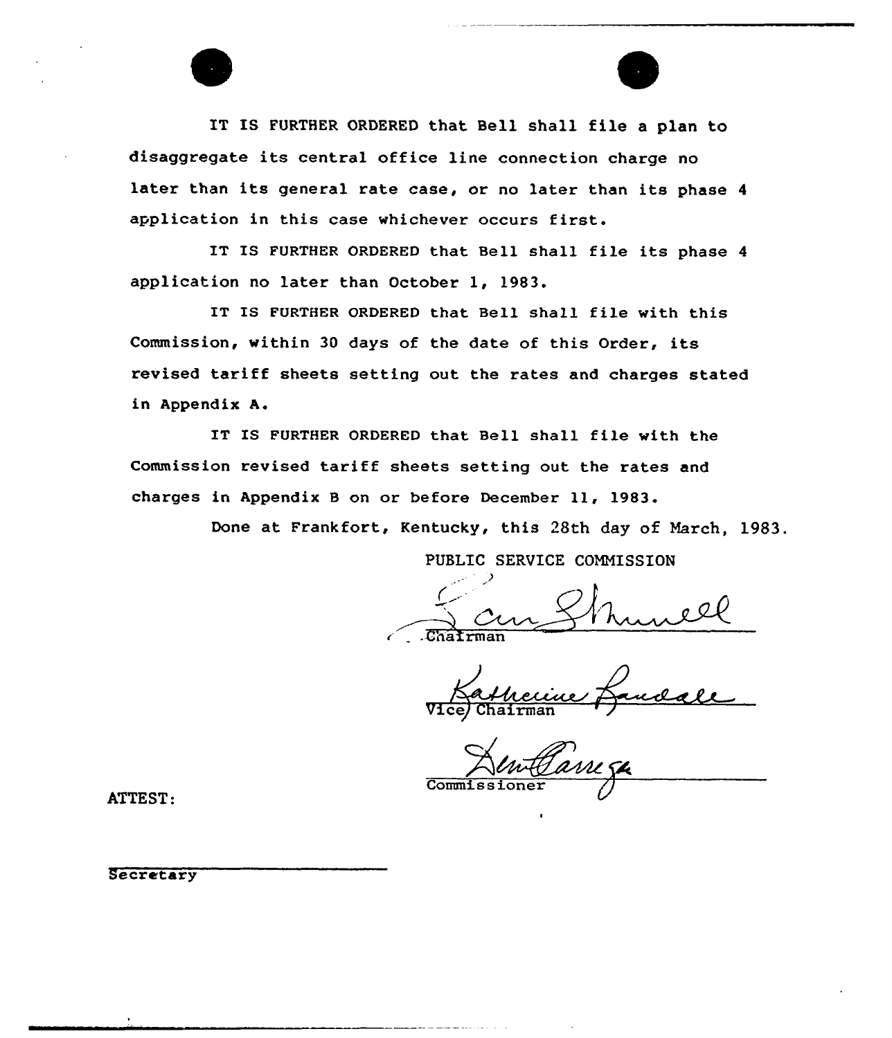IT IS FURTHER ORDERED that Bell shall file a plan to disaggregate its central office line connection charge no later than its general rate case, or no later than its phase 4 application in this case whichever occurs first.

IT IS FURTHER ORDERED that Bell shall file its phase 4 application no later than October 1, 1983.

IT IS FURTHER ORDERED that Bell shall file with this Commission, within 30 days of the date of this Order, its revised tariff sheets setting out the rates and charges stated in Appendix A.

IT IS FURTHER ORDERED that Bell shall file with the Commission revised tariff sheets setting out the rates and charges in Appendix B on or before December 11, 1983.

Done at Frankfort, Kentucky, this 28th day of March, 1983.

PUBLIC SERVICE COMMISSION

Chairman

Vice Chairman

Commissioner

ATTEST:

Secretary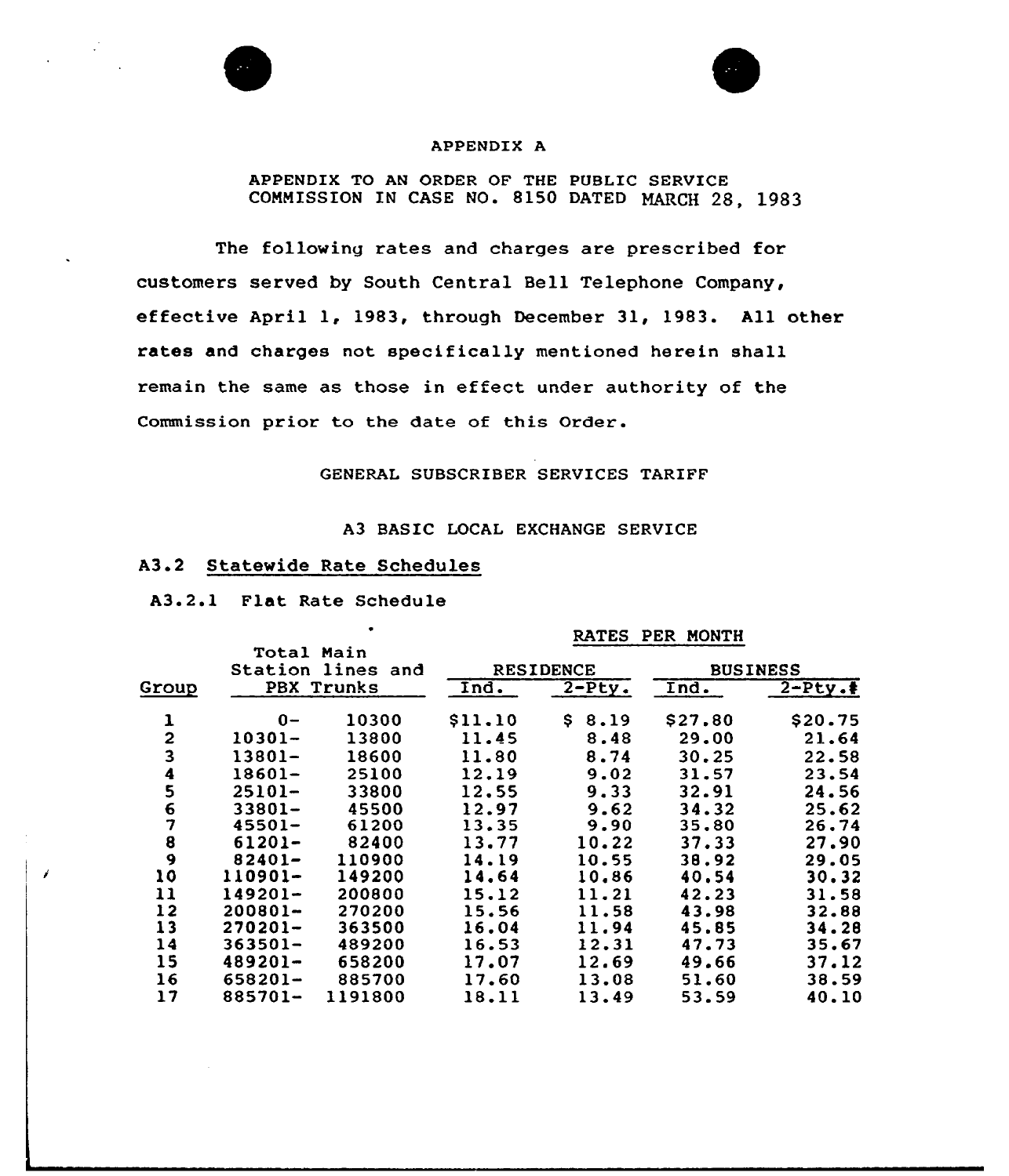APPENDIX A

APPENDIX TO AN ORDER OF THE PUBLIC SERVICE COMMISSION IN CASE NO. 8150 DATED MARCH 28, 1983

The following rates and charges are prescribed for customers served by South Central Bell Telephone Company, effective April 1, 1983, through December 31, 1983. All other rates and charges not specifically mentioned herein shall remain the same as those in effect under authority of the Commission prior to the date of this Order.

GENERAL SUBSCRIBER SERVICES TARIFF

A3 BASIC LOCAL EXCHANGE SERVICE

## A3.2 Statewide Rate Schedules

### A3.2.1 Flat Rate Schedule

| Group | Total Main Station lines and PBX Trunks | | RATES PER MONTH | | | |
|---|---|---|---|---|---|---|
| | | | RESIDENCE | | BUSINESS | |
| | | | Ind. | 2-Pty. | Ind. | 2-Pty.# |
| 1 | 0- | 10300 | $11.10 | $ 8.19 | $27.80 | $20.75 |
| 2 | 10301- | 13800 | 11.45 | 8.48 | 29.00 | 21.64 |
| 3 | 13801- | 18600 | 11.80 | 8.74 | 30.25 | 22.58 |
| 4 | 18601- | 25100 | 12.19 | 9.02 | 31.57 | 23.54 |
| 5 | 25101- | 33800 | 12.55 | 9.33 | 32.91 | 24.56 |
| 6 | 33801- | 45500 | 12.97 | 9.62 | 34.32 | 25.62 |
| 7 | 45501- | 61200 | 13.35 | 9.90 | 35.80 | 26.74 |
| 8 | 61201- | 82400 | 13.77 | 10.22 | 37.33 | 27.90 |
| 9 | 82401- | 110900 | 14.19 | 10.55 | 38.92 | 29.05 |
| 10 | 110901- | 149200 | 14.64 | 10.86 | 40.54 | 30.32 |
| 11 | 149201- | 200800 | 15.12 | 11.21 | 42.23 | 31.58 |
| 12 | 200801- | 270200 | 15.56 | 11.58 | 43.98 | 32.88 |
| 13 | 270201- | 363500 | 16.04 | 11.94 | 45.85 | 34.28 |
| 14 | 363501- | 489200 | 16.53 | 12.31 | 47.73 | 35.67 |
| 15 | 489201- | 658200 | 17.07 | 12.69 | 49.66 | 37.12 |
| 16 | 658201- | 885700 | 17.60 | 13.08 | 51.60 | 38.59 |
| 17 | 885701- | 1191800 | 18.11 | 13.49 | 53.59 | 40.10 |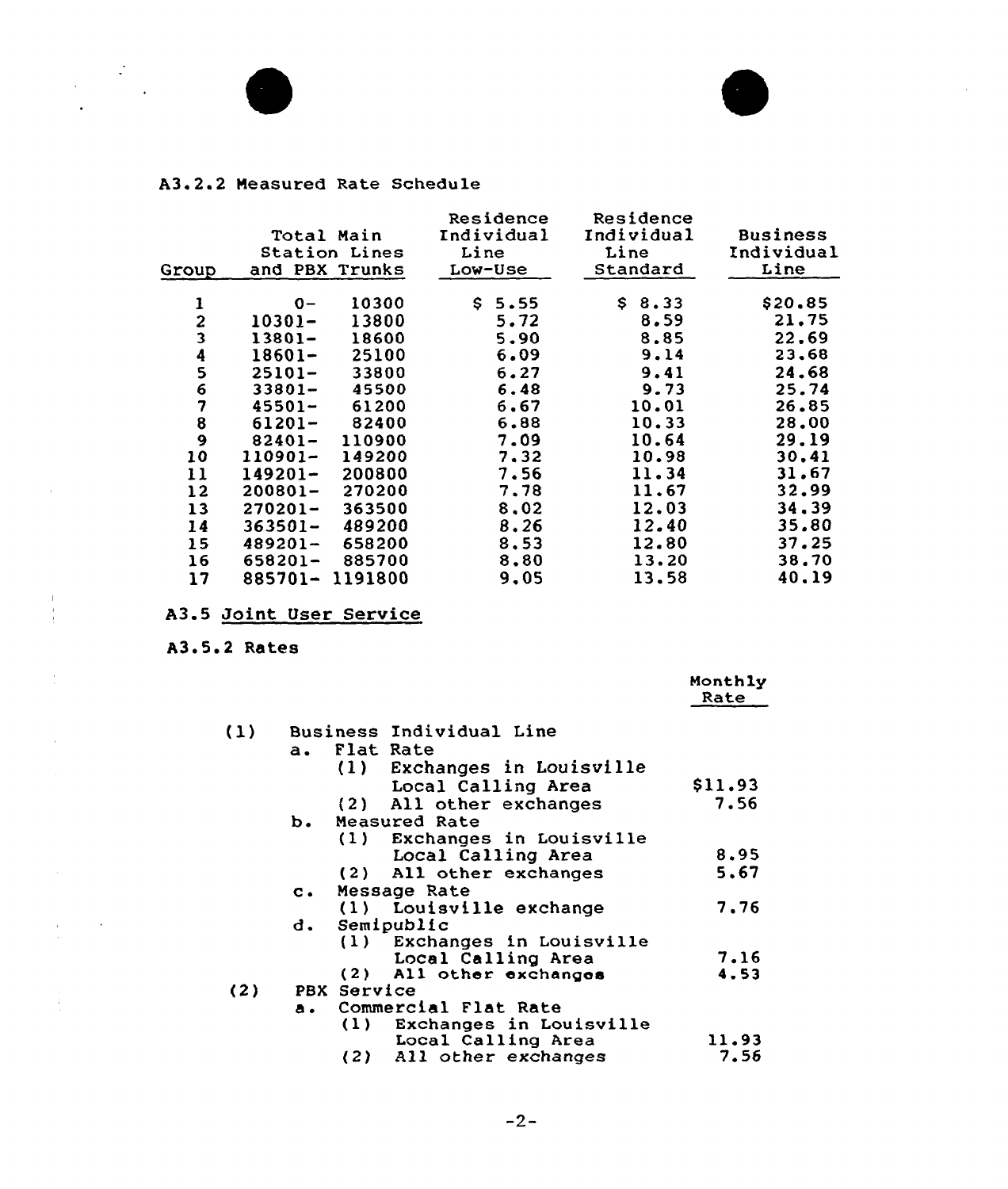A3.2.2 Measured Rate Schedule

| Group | Total Main Station Lines and PBX Trunks | Residence Individual Line Low-Use | Residence Individual Line Standard | Business Individual Line |
|---|---|---|---|---|
| 1 | 0- 10300 | $ 5.55 | $ 8.33 | $20.85 |
| 2 | 10301- 13800 | 5.72 | 8.59 | 21.75 |
| 3 | 13801- 18600 | 5.90 | 8.85 | 22.69 |
| 4 | 18601- 25100 | 6.09 | 9.14 | 23.68 |
| 5 | 25101- 33800 | 6.27 | 9.41 | 24.68 |
| 6 | 33801- 45500 | 6.48 | 9.73 | 25.74 |
| 7 | 45501- 61200 | 6.67 | 10.01 | 26.85 |
| 8 | 61201- 82400 | 6.88 | 10.33 | 28.00 |
| 9 | 82401- 110900 | 7.09 | 10.64 | 29.19 |
| 10 | 110901- 149200 | 7.32 | 10.98 | 30.41 |
| 11 | 149201- 200800 | 7.56 | 11.34 | 31.67 |
| 12 | 200801- 270200 | 7.78 | 11.67 | 32.99 |
| 13 | 270201- 363500 | 8.02 | 12.03 | 34.39 |
| 14 | 363501- 489200 | 8.26 | 12.40 | 35.80 |
| 15 | 489201- 658200 | 8.53 | 12.80 | 37.25 |
| 16 | 658201- 885700 | 8.80 | 13.20 | 38.70 |
| 17 | 885701- 1191800 | 9.05 | 13.58 | 40.19 |

A3.5 <u>Joint User Service</u>

A3.5.2 Rates

| | Monthly Rate |
|---|---|
| (1) Business Individual Line | |
| a. Flat Rate | |
| (1) Exchanges in Louisville Local Calling Area | $11.93 |
| (2) All other exchanges | 7.56 |
| b. Measured Rate | |
| (1) Exchanges in Louisville Local Calling Area | 8.95 |
| (2) All other exchanges | 5.67 |
| c. Message Rate | |
| (1) Louisville exchange | 7.76 |
| d. Semipublic | |
| (1) Exchanges in Louisville Local Calling Area | 7.16 |
| (2) All other exchanges | 4.53 |
| (2) PBX Service | |
| a. Commercial Flat Rate | |
| (1) Exchanges in Louisville Local Calling Area | 11.93 |
| (2) All other exchanges | 7.56 |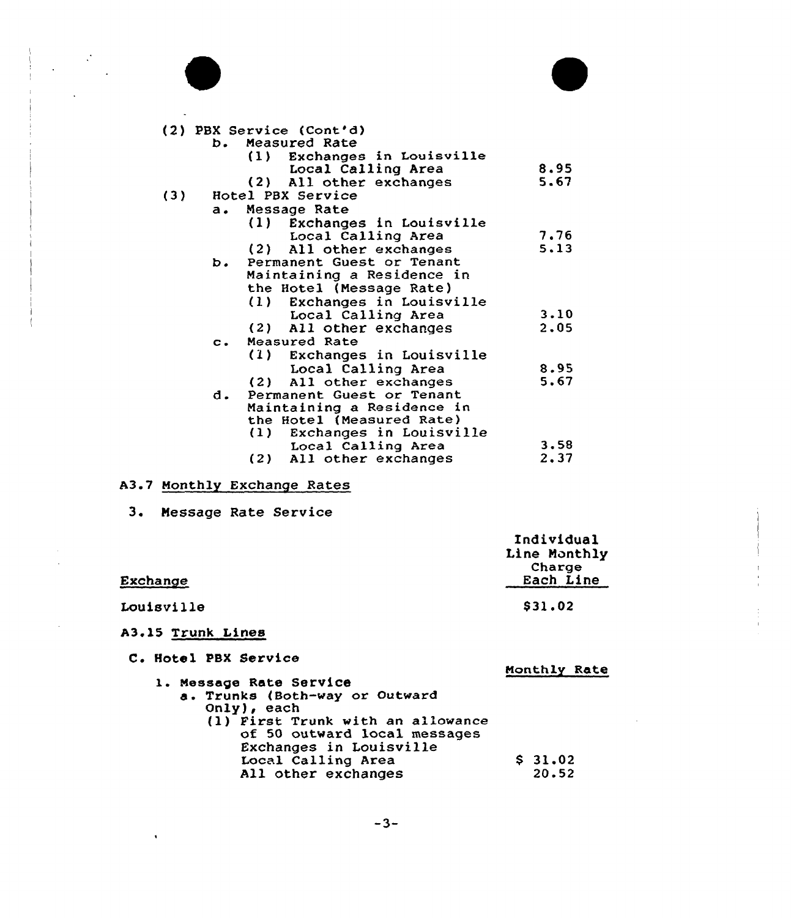(2) PBX Service (Cont'd)

b. Measured Rate

| | |
|---|---|
| (1) Exchanges in Louisville Local Calling Area | 8.95 |
| (2) All other exchanges | 5.67 |

(3) Hotel PBX Service

a. Message Rate

| | |
|---|---|
| (1) Exchanges in Louisville Local Calling Area | 7.76 |
| (2) All other exchanges | 5.13 |

b. Permanent Guest or Tenant Maintaining a Residence in the Hotel (Message Rate)

| | |
|---|---|
| (1) Exchanges in Louisville Local Calling Area | 3.10 |
| (2) All other exchanges | 2.05 |

c. Measured Rate

| | |
|---|---|
| (1) Exchanges in Louisville Local Calling Area | 8.95 |
| (2) All other exchanges | 5.67 |

d. Permanent Guest or Tenant Maintaining a Residence in the Hotel (Measured Rate)

| | |
|---|---|
| (1) Exchanges in Louisville Local Calling Area | 3.58 |
| (2) All other exchanges | 2.37 |

A3.7 Monthly Exchange Rates

3. Message Rate Service

| Exchange | Individual Line Monthly Charge Each Line |
|---|---|
| Louisville | $31.02 |

A3.15 Trunk Lines

C. Hotel PBX Service

| | Monthly Rate |
|---|---|
| 1. Message Rate Service | |
| a. Trunks (Both-way or Outward Only), each | |
| (1) First Trunk with an allowance of 50 outward local messages | |
| Exchanges in Louisville Local Calling Area | $ 31.02 |
| All other exchanges | 20.52 |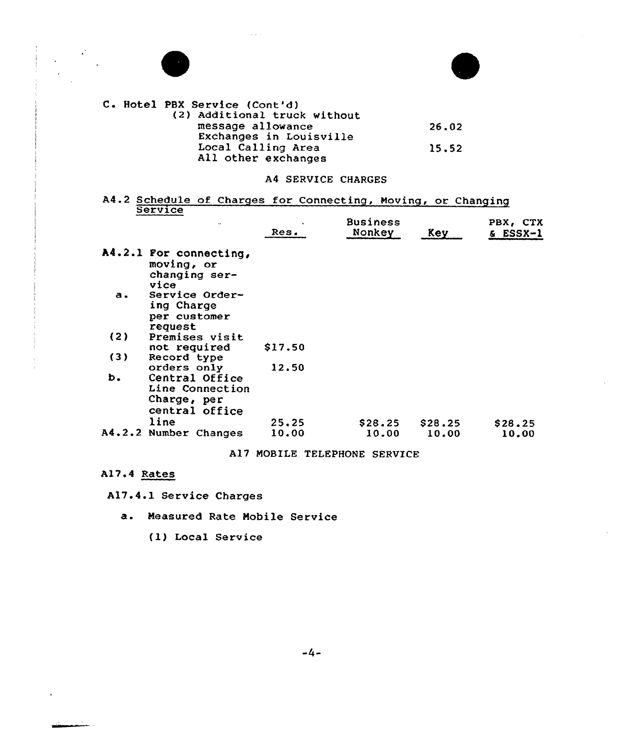C. Hotel PBX Service (Cont'd)

(2) Additional truck without message allowance

| | |
|---|---|
| Exchanges in Louisville Local Calling Area | 26.02 |
| All other exchanges | 15.52 |

A4 SERVICE CHARGES

A4.2 Schedule of Charges for Connecting, Moving, or Changing Service

| | | Res. | Business Nonkey | Key | PBX, CTX & ESSX-1 |
|---|---|---|---|---|---|
| A4.2.1 | For connecting, moving, or changing service | | | | |
| a. | Service Ordering Charge per customer request | | | | |
| (2) | Premises visit not required | $17.50 | | | |
| (3) | Record type orders only | 12.50 | | | |
| b. | Central Office Line Connection Charge, per central office line | 25.25 | $28.25 | $28.25 | $28.25 |
| A4.2.2 | Number Changes | 10.00 | 10.00 | 10.00 | 10.00 |

A17 MOBILE TELEPHONE SERVICE

A17.4 Rates

A17.4.1 Service Charges

a. Measured Rate Mobile Service

(1) Local Service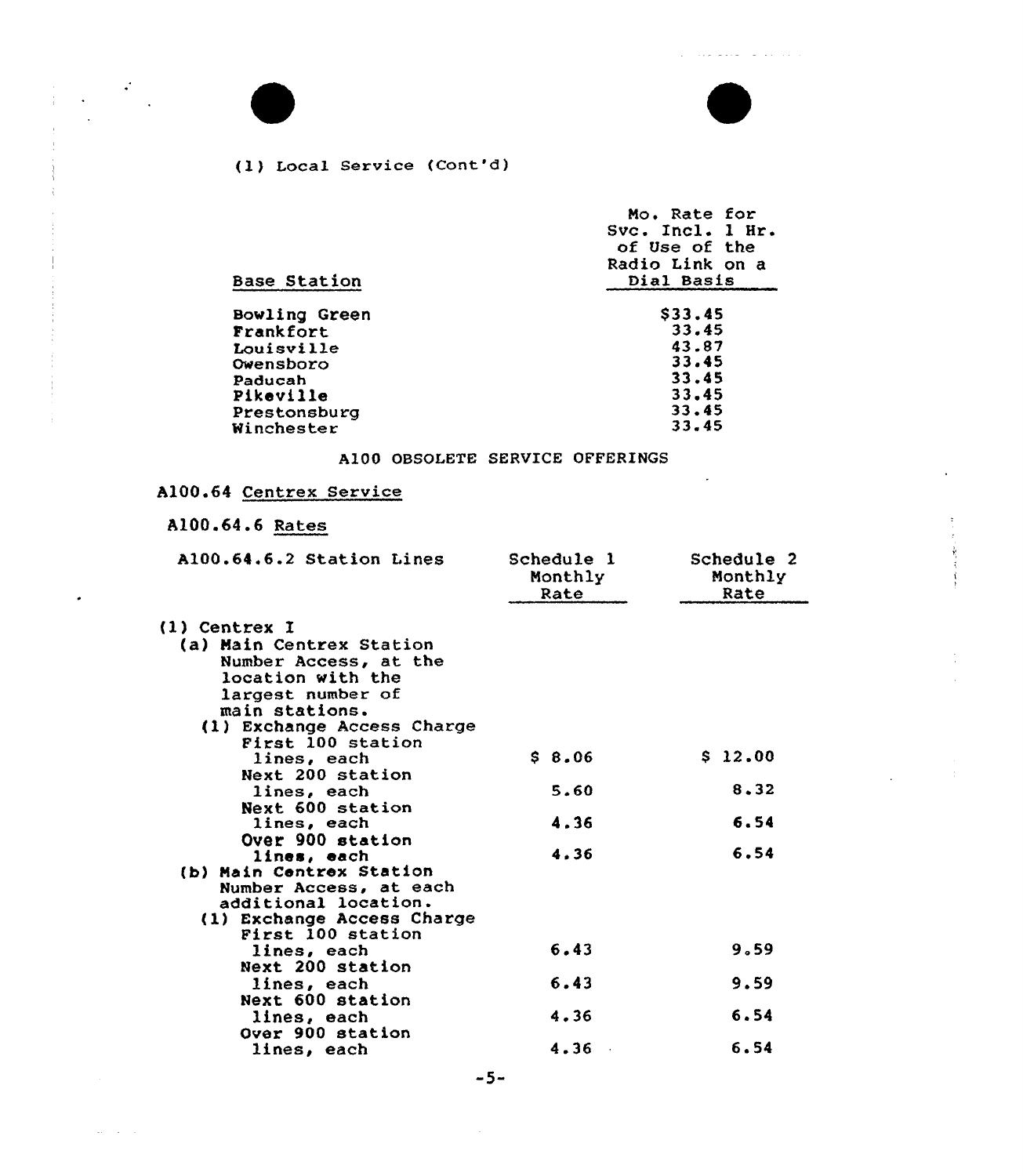(1) Local Service (Cont'd)

| Base Station | Mo. Rate for Svc. Incl. 1 Hr. of Use of the Radio Link on a Dial Basis |
|---|---|
| Bowling Green | $33.45 |
| Frankfort | 33.45 |
| Louisville | 43.87 |
| Owensboro | 33.45 |
| Paducah | 33.45 |
| Pikeville | 33.45 |
| Prestonsburg | 33.45 |
| Winchester | 33.45 |

A100 OBSOLETE SERVICE OFFERINGS

A100.64 Centrex Service

A100.64.6 Rates

| A100.64.6.2 Station Lines | Schedule 1 Monthly Rate | Schedule 2 Monthly Rate |
|---|---|---|
| (1) Centrex I | | |
| (a) Main Centrex Station Number Access, at the location with the largest number of main stations. | | |
| (1) Exchange Access Charge | | |
| First 100 station lines, each | $ 8.06 | $ 12.00 |
| Next 200 station lines, each | 5.60 | 8.32 |
| Next 600 station lines, each | 4.36 | 6.54 |
| Over 900 station lines, each | 4.36 | 6.54 |
| (b) Main Centrex Station Number Access, at each additional location. | | |
| (1) Exchange Access Charge | | |
| First 100 station lines, each | 6.43 | 9.59 |
| Next 200 station lines, each | 6.43 | 9.59 |
| Next 600 station lines, each | 4.36 | 6.54 |
| Over 900 station lines, each | 4.36 | 6.54 |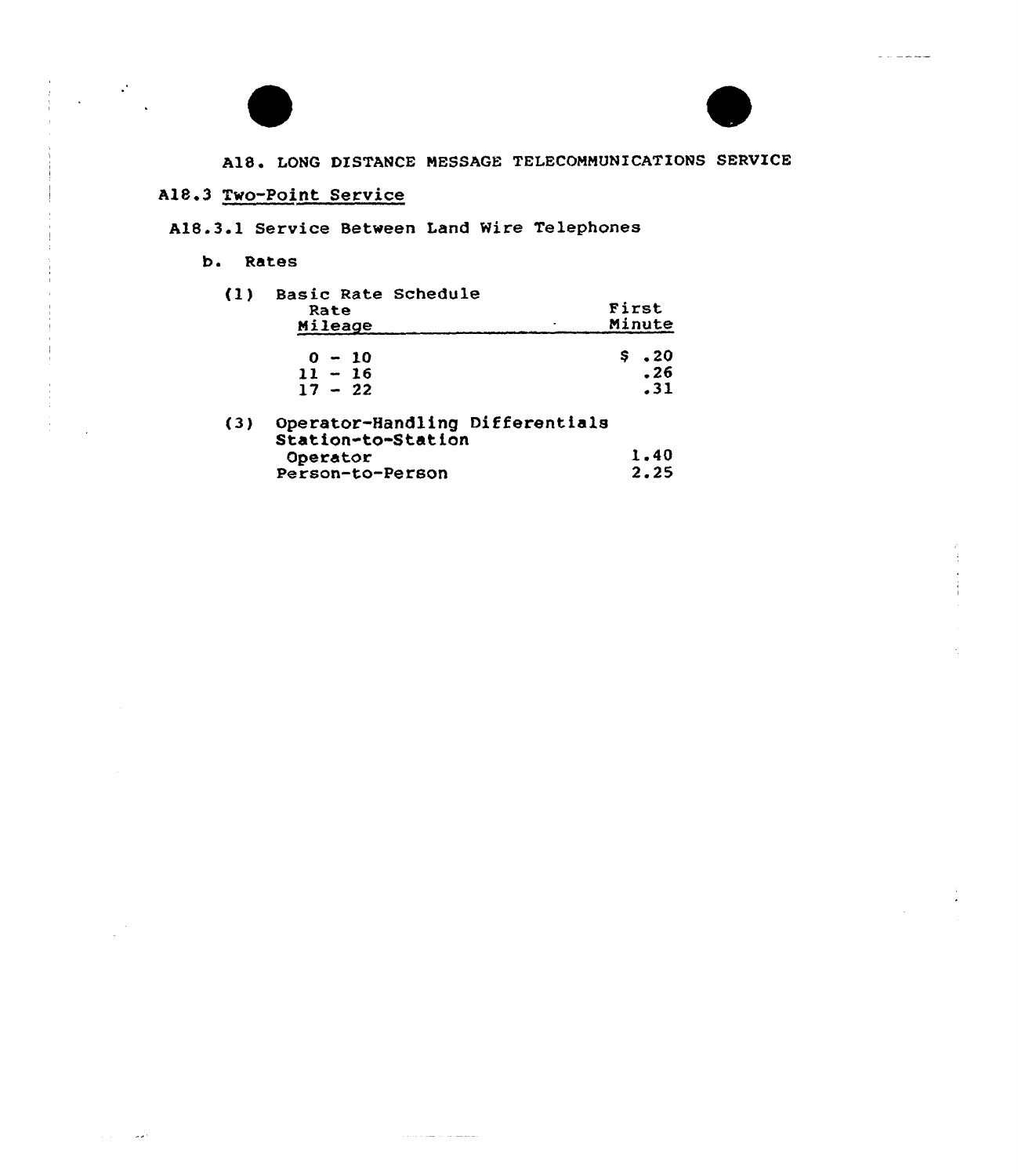# A18. LONG DISTANCE MESSAGE TELECOMMUNICATIONS SERVICE

## A18.3 Two-Point Service

### A18.3.1 Service Between Land Wire Telephones

b. Rates

(1) Basic Rate Schedule

| Rate Mileage | First Minute |
|---|---|
| 0 - 10 | $ .20 |
| 11 - 16 | .26 |
| 17 - 22 | .31 |

(3) Operator-Handling Differentials

| | |
|---|---|
| Station-to-Station | |
| Operator | 1.40 |
| Person-to-Person | 2.25 |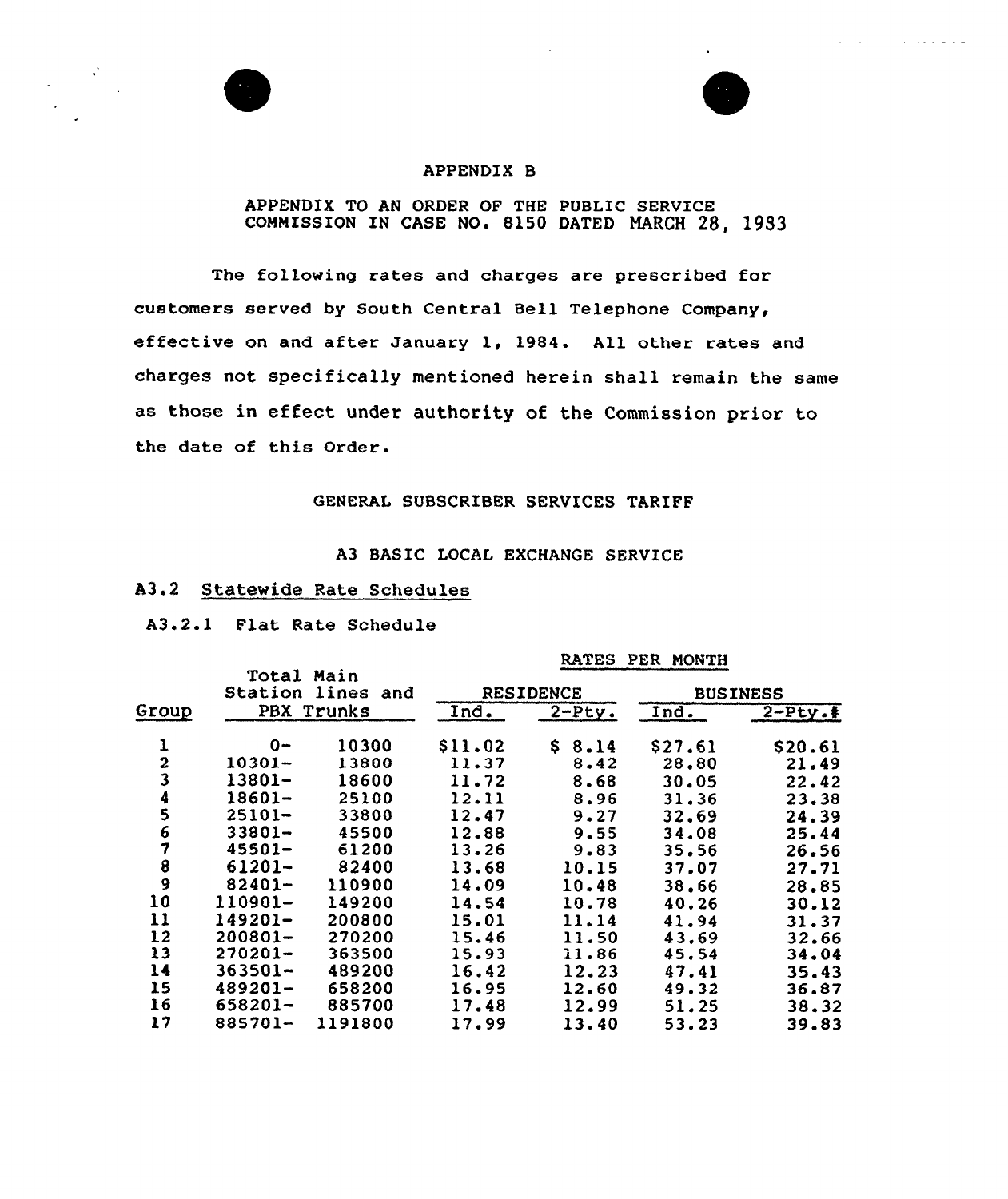APPENDIX B

APPENDIX TO AN ORDER OF THE PUBLIC SERVICE COMMISSION IN CASE NO. 8150 DATED MARCH 28, 1983

The following rates and charges are prescribed for customers served by South Central Bell Telephone Company, effective on and after January 1, 1984. All other rates and charges not specifically mentioned herein shall remain the same as those in effect under authority of the Commission prior to the date of this Order.

GENERAL SUBSCRIBER SERVICES TARIFF

A3 BASIC LOCAL EXCHANGE SERVICE

## A3.2 Statewide Rate Schedules

### A3.2.1 Flat Rate Schedule

| | | RATES PER MONTH | | | |
|---|---|---|---|---|---|
| | Total Main Station lines and | RESIDENCE | | BUSINESS | |
| Group | PBX Trunks | Ind. | 2-Pty. | Ind. | 2-Pty.# |
| 1 | 0- 10300 | $11.02 | $ 8.14 | $27.61 | $20.61 |
| 2 | 10301- 13800 | 11.37 | 8.42 | 28.80 | 21.49 |
| 3 | 13801- 18600 | 11.72 | 8.68 | 30.05 | 22.42 |
| 4 | 18601- 25100 | 12.11 | 8.96 | 31.36 | 23.38 |
| 5 | 25101- 33800 | 12.47 | 9.27 | 32.69 | 24.39 |
| 6 | 33801- 45500 | 12.88 | 9.55 | 34.08 | 25.44 |
| 7 | 45501- 61200 | 13.26 | 9.83 | 35.56 | 26.56 |
| 8 | 61201- 82400 | 13.68 | 10.15 | 37.07 | 27.71 |
| 9 | 82401- 110900 | 14.09 | 10.48 | 38.66 | 28.85 |
| 10 | 110901- 149200 | 14.54 | 10.78 | 40.26 | 30.12 |
| 11 | 149201- 200800 | 15.01 | 11.14 | 41.94 | 31.37 |
| 12 | 200801- 270200 | 15.46 | 11.50 | 43.69 | 32.66 |
| 13 | 270201- 363500 | 15.93 | 11.86 | 45.54 | 34.04 |
| 14 | 363501- 489200 | 16.42 | 12.23 | 47.41 | 35.43 |
| 15 | 489201- 658200 | 16.95 | 12.60 | 49.32 | 36.87 |
| 16 | 658201- 885700 | 17.48 | 12.99 | 51.25 | 38.32 |
| 17 | 885701- 1191800 | 17.99 | 13.40 | 53.23 | 39.83 |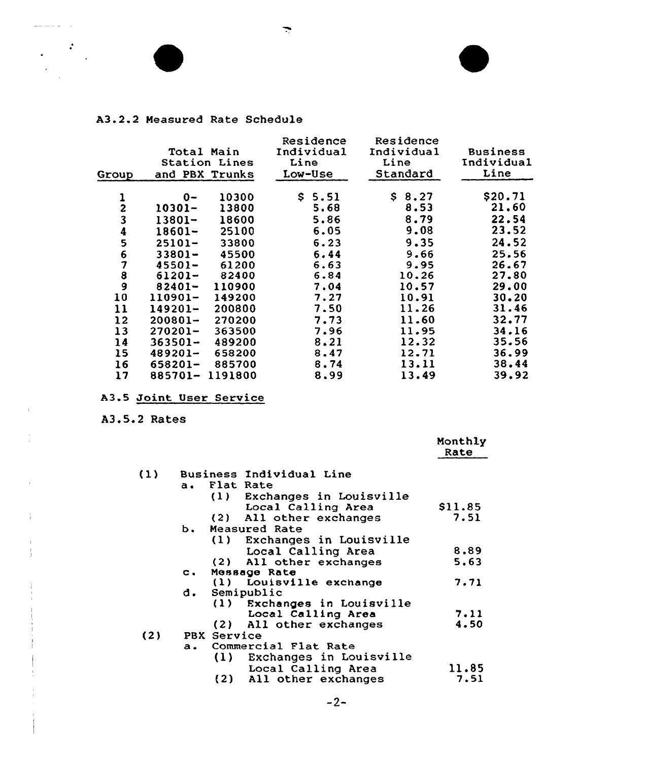A3.2.2 Measured Rate Schedule

| Group | Total Main Station Lines and PBX Trunks | Residence Individual Line Low-Use | Residence Individual Line Standard | Business Individual Line |
|---|---|---|---|---|
| 1 | 0- 10300 | $ 5.51 | $ 8.27 | $20.71 |
| 2 | 10301- 13800 | 5.68 | 8.53 | 21.60 |
| 3 | 13801- 18600 | 5.86 | 8.79 | 22.54 |
| 4 | 18601- 25100 | 6.05 | 9.08 | 23.52 |
| 5 | 25101- 33800 | 6.23 | 9.35 | 24.52 |
| 6 | 33801- 45500 | 6.44 | 9.66 | 25.56 |
| 7 | 45501- 61200 | 6.63 | 9.95 | 26.67 |
| 8 | 61201- 82400 | 6.84 | 10.26 | 27.80 |
| 9 | 82401- 110900 | 7.04 | 10.57 | 29.00 |
| 10 | 110901- 149200 | 7.27 | 10.91 | 30.20 |
| 11 | 149201- 200800 | 7.50 | 11.26 | 31.46 |
| 12 | 200801- 270200 | 7.73 | 11.60 | 32.77 |
| 13 | 270201- 363500 | 7.96 | 11.95 | 34.16 |
| 14 | 363501- 489200 | 8.21 | 12.32 | 35.56 |
| 15 | 489201- 658200 | 8.47 | 12.71 | 36.99 |
| 16 | 658201- 885700 | 8.74 | 13.11 | 38.44 |
| 17 | 885701- 1191800 | 8.99 | 13.49 | 39.92 |

A3.5 Joint User Service

A3.5.2 Rates

| | Monthly Rate |
|---|---|
| (1) Business Individual Line | |
| a. Flat Rate | |
| (1) Exchanges in Louisville Local Calling Area | $11.85 |
| (2) All other exchanges | 7.51 |
| b. Measured Rate | |
| (1) Exchanges in Louisville Local Calling Area | 8.89 |
| (2) All other exchanges | 5.63 |
| c. Message Rate | |
| (1) Louisville exchange | 7.71 |
| d. Semipublic | |
| (1) Exchanges in Louisville Local Calling Area | 7.11 |
| (2) All other exchanges | 4.50 |
| (2) PBX Service | |
| a. Commercial Flat Rate | |
| (1) Exchanges in Louisville Local Calling Area | 11.85 |
| (2) All other exchanges | 7.51 |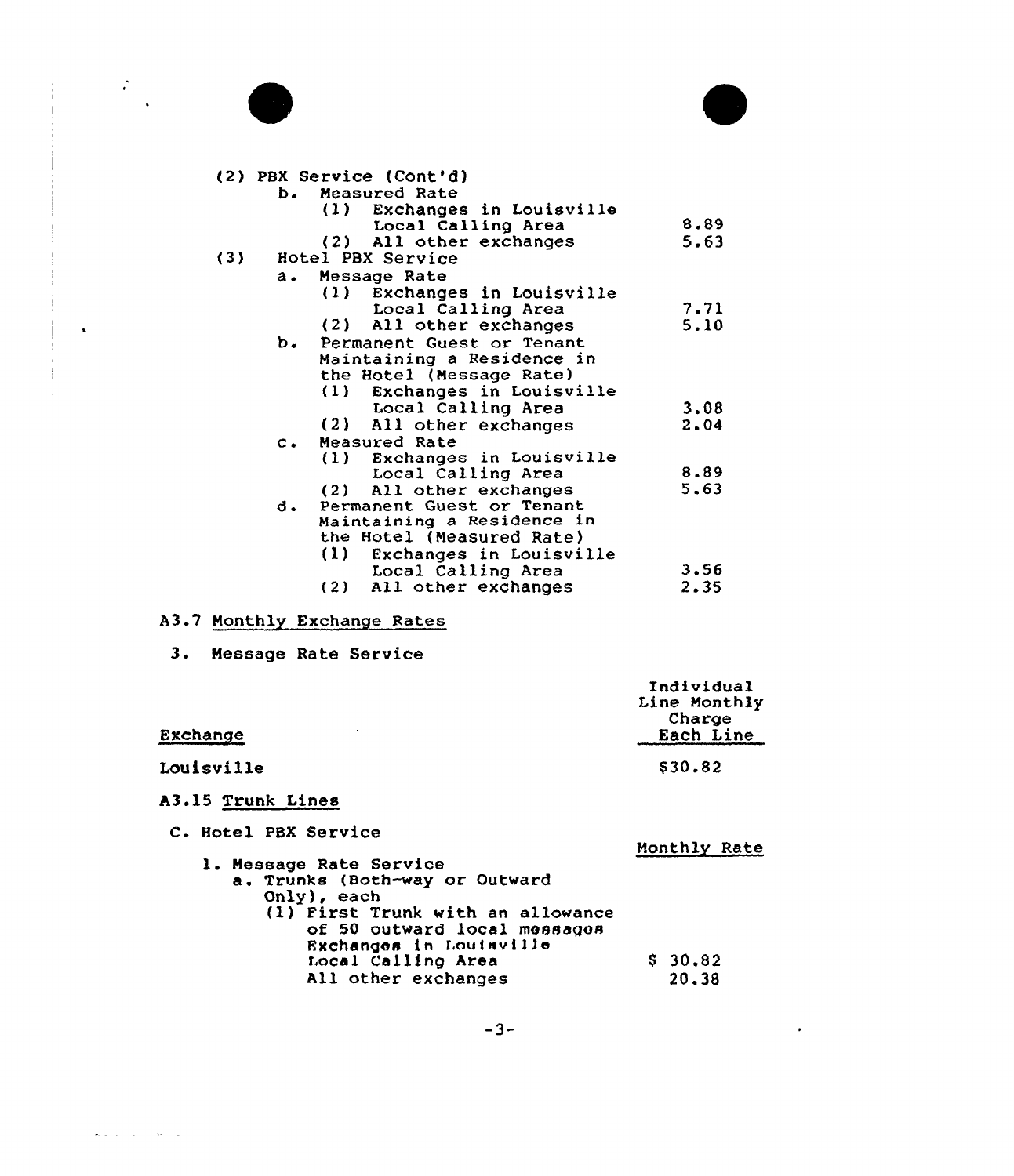(2) PBX Service (Cont'd)

b. Measured Rate

| | |
|---|---|
| (1) Exchanges in Louisville Local Calling Area | 8.89 |
| (2) All other exchanges | 5.63 |

(3) Hotel PBX Service

a. Message Rate

| | |
|---|---|
| (1) Exchanges in Louisville Local Calling Area | 7.71 |
| (2) All other exchanges | 5.10 |

b. Permanent Guest or Tenant Maintaining a Residence in the Hotel (Message Rate)

| | |
|---|---|
| (1) Exchanges in Louisville Local Calling Area | 3.08 |
| (2) All other exchanges | 2.04 |

c. Measured Rate

| | |
|---|---|
| (1) Exchanges in Louisville Local Calling Area | 8.89 |
| (2) All other exchanges | 5.63 |

d. Permanent Guest or Tenant Maintaining a Residence in the Hotel (Measured Rate)

| | |
|---|---|
| (1) Exchanges in Louisville Local Calling Area | 3.56 |
| (2) All other exchanges | 2.35 |

A3.7 Monthly Exchange Rates

3. Message Rate Service

| Exchange | Individual Line Monthly Charge Each Line |
|---|---|
| Louisville | $30.82 |

A3.15 Trunk Lines

C. Hotel PBX Service

| | Monthly Rate |
|---|---|
| 1. Message Rate Service | |
| a. Trunks (Both-way or Outward Only), each | |
| (1) First Trunk with an allowance of 50 outward local messages | |
| Exchanges in Louisville Local Calling Area | $ 30.82 |
| All other exchanges | 20.38 |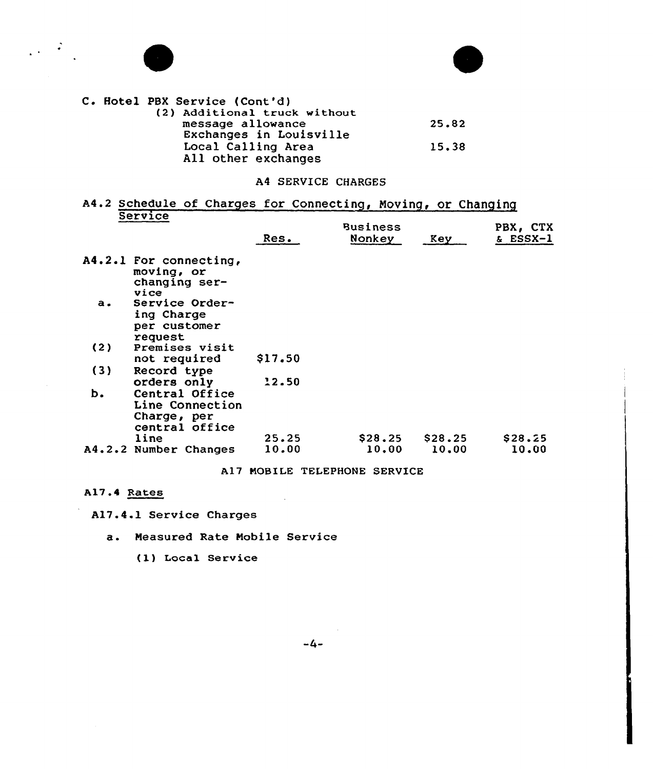C. Hotel PBX Service (Cont'd)

(2) Additional truck without message allowance — 25.82
Exchanges in Louisville Local Calling Area — 15.38
All other exchanges

A4 SERVICE CHARGES

A4.2 Schedule of Charges for Connecting, Moving, or Changing Service

| | Res. | Business Nonkey | Key | PBX, CTX & ESSX-1 |
|---|---|---|---|---|
| A4.2.1 For connecting, moving, or changing service | | | | |
| a. Service Ordering Charge per customer request | | | | |
| (2) Premises visit not required | $17.50 | | | |
| (3) Record type orders only | 12.50 | | | |
| b. Central Office Line Connection Charge, per central office line | 25.25 | $28.25 | $28.25 | $28.25 |
| A4.2.2 Number Changes | 10.00 | 10.00 | 10.00 | 10.00 |

A17 MOBILE TELEPHONE SERVICE

A17.4 Rates

A17.4.1 Service Charges

a. Measured Rate Mobile Service

(1) Local Service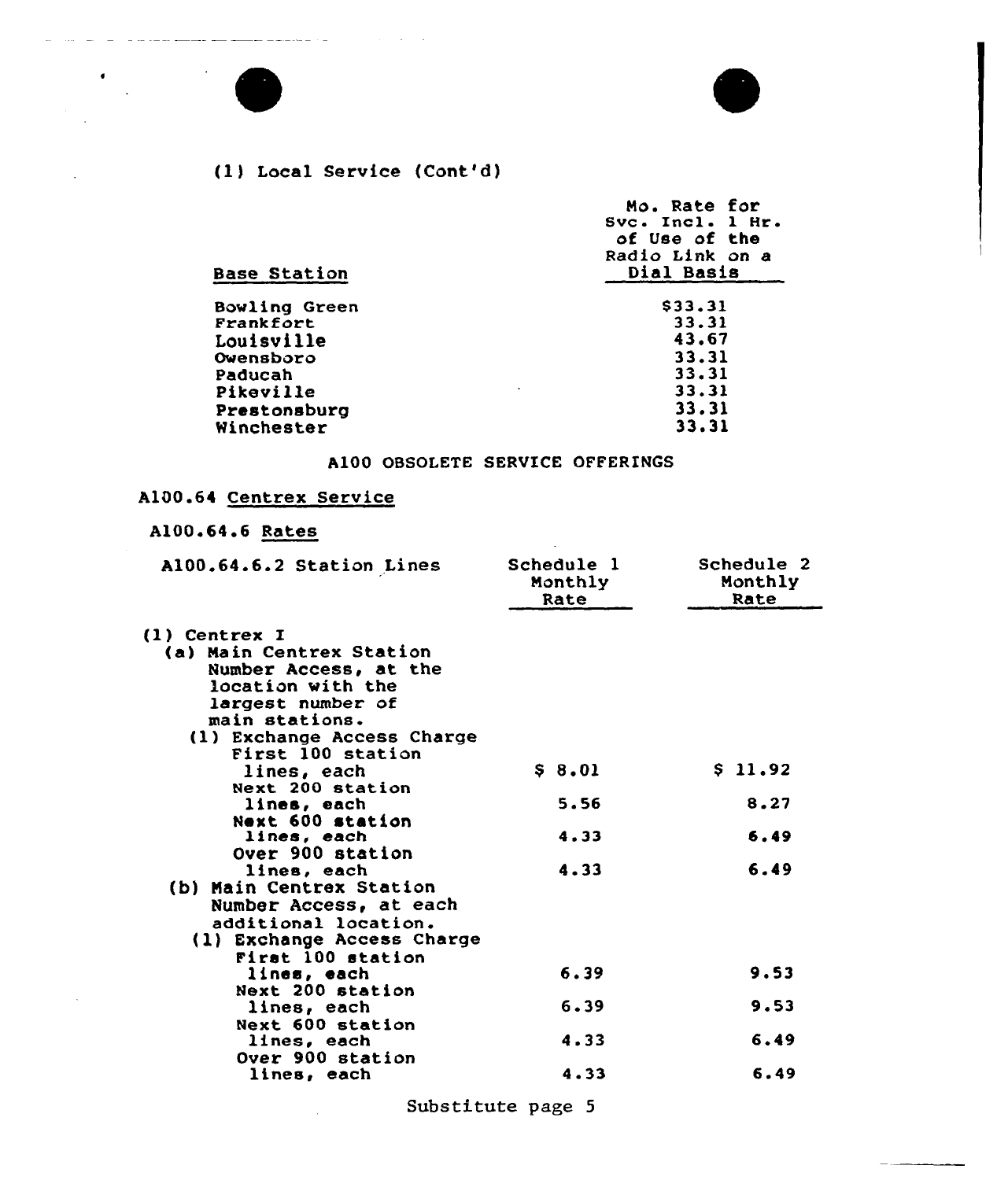(1) Local Service (Cont'd)

| Base Station | Mo. Rate for Svc. Incl. 1 Hr. of Use of the Radio Link on a Dial Basis |
|---|---|
| Bowling Green | $33.31 |
| Frankfort | 33.31 |
| Louisville | 43.67 |
| Owensboro | 33.31 |
| Paducah | 33.31 |
| Pikeville | 33.31 |
| Prestonsburg | 33.31 |
| Winchester | 33.31 |

A100 OBSOLETE SERVICE OFFERINGS

A100.64 Centrex Service

A100.64.6 Rates

| A100.64.6.2 Station Lines | Schedule 1 Monthly Rate | Schedule 2 Monthly Rate |
|---|---|---|
| (1) Centrex I | | |
| (a) Main Centrex Station Number Access, at the location with the largest number of main stations. | | |
| (1) Exchange Access Charge | | |
| First 100 station lines, each | $ 8.01 | $ 11.92 |
| Next 200 station lines, each | 5.56 | 8.27 |
| Next 600 station lines, each | 4.33 | 6.49 |
| Over 900 station lines, each | 4.33 | 6.49 |
| (b) Main Centrex Station Number Access, at each additional location. | | |
| (1) Exchange Access Charge | | |
| First 100 station lines, each | 6.39 | 9.53 |
| Next 200 station lines, each | 6.39 | 9.53 |
| Next 600 station lines, each | 4.33 | 6.49 |
| Over 900 station lines, each | 4.33 | 6.49 |

Substitute page 5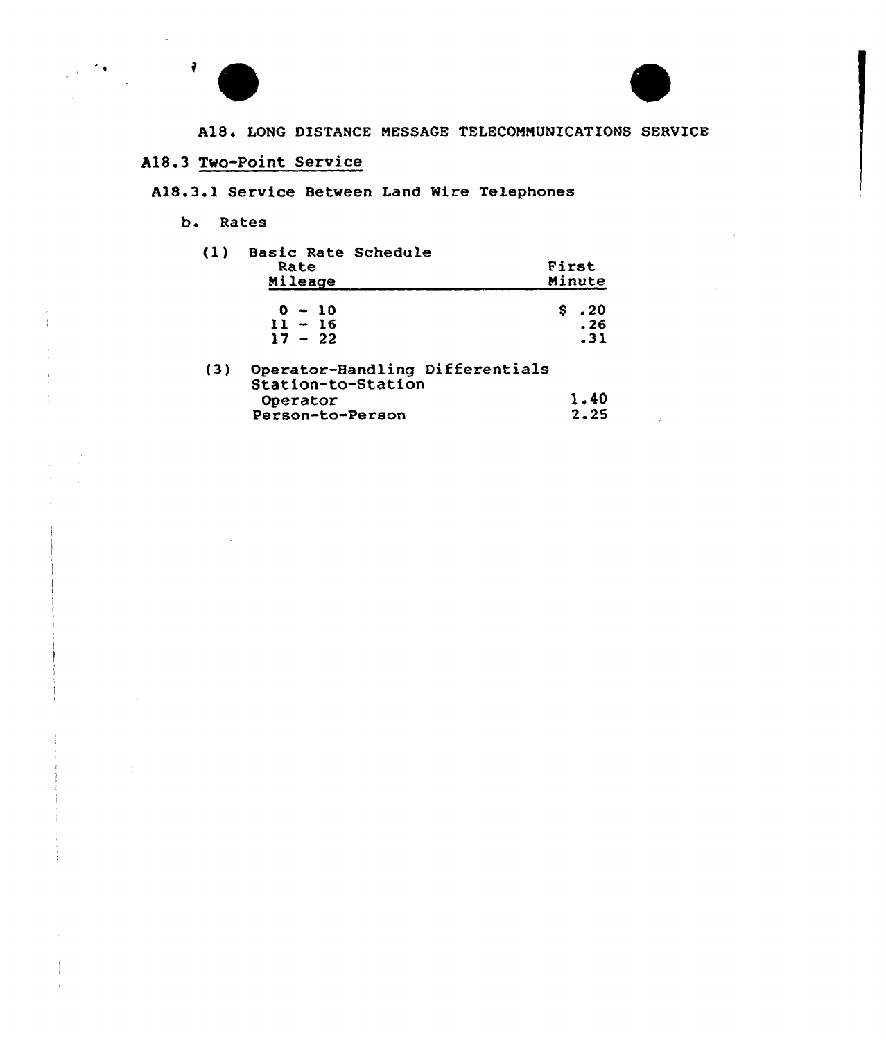A18. LONG DISTANCE MESSAGE TELECOMMUNICATIONS SERVICE

## A18.3 Two-Point Service

### A18.3.1 Service Between Land Wire Telephones

b. Rates

(1) Basic Rate Schedule

| Rate Mileage | First Minute |
|---|---|
| 0 - 10 | $ .20 |
| 11 - 16 | .26 |
| 17 - 22 | .31 |

(3) Operator-Handling Differentials

| | |
|---|---|
| Station-to-Station | |
| Operator | 1.40 |
| Person-to-Person | 2.25 |